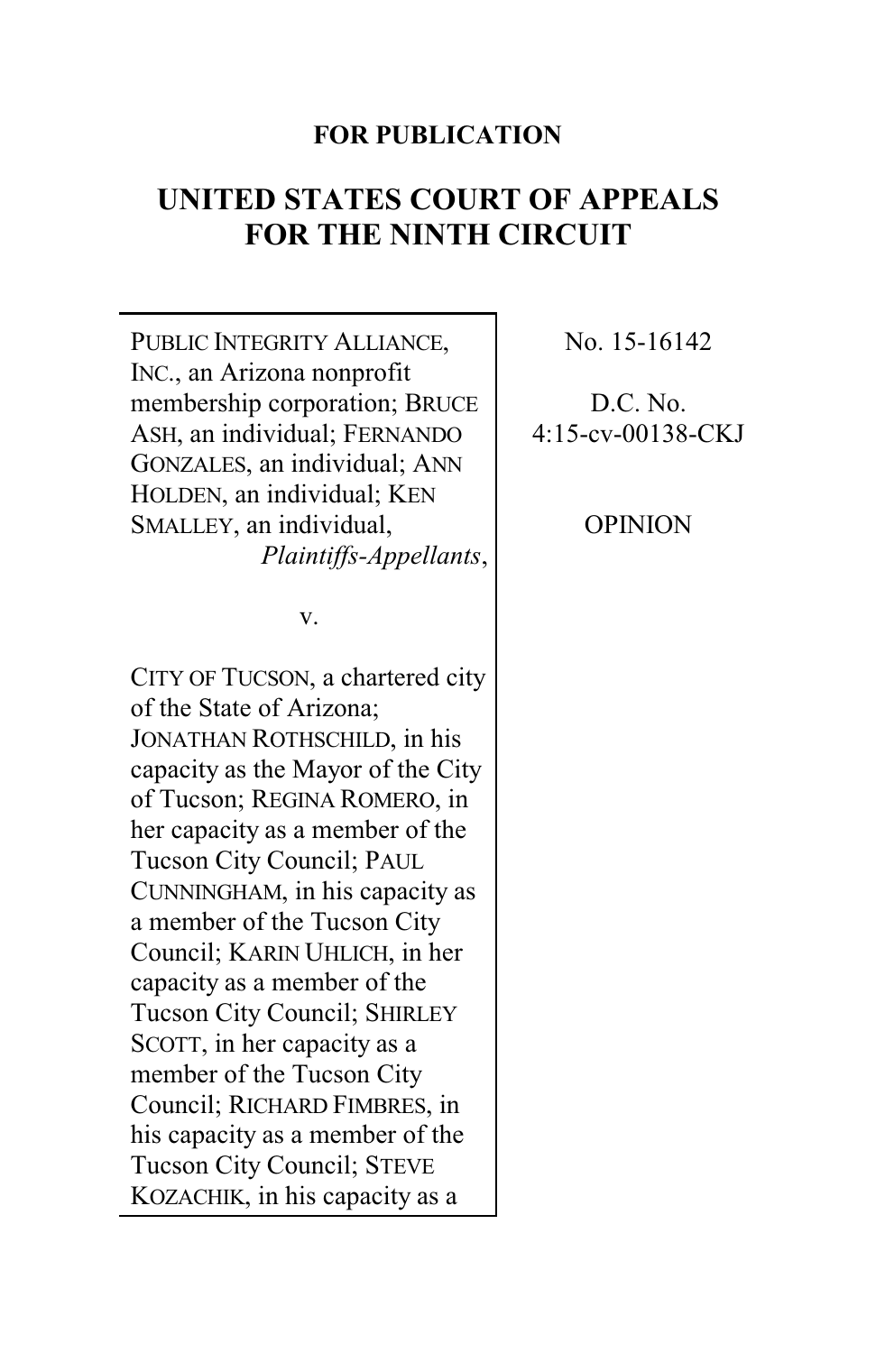**FOR PUBLICATION**

# UNITED STATES COURT OF APPEALS FOR THE NINTH CIRCUIT

PUBLIC INTEGRITY ALLIANCE, INC., an Arizona nonprofit membership corporation; BRUCE ASH, an individual; FERNANDO GONZALES, an individual; ANN HOLDEN, an individual; KEN SMALLEY, an individual,
*Plaintiffs-Appellants*,

v.

CITY OF TUCSON, a chartered city of the State of Arizona; JONATHAN ROTHSCHILD, in his capacity as the Mayor of the City of Tucson; REGINA ROMERO, in her capacity as a member of the Tucson City Council; PAUL CUNNINGHAM, in his capacity as a member of the Tucson City Council; KARIN UHLICH, in her capacity as a member of the Tucson City Council; SHIRLEY SCOTT, in her capacity as a member of the Tucson City Council; RICHARD FIMBRES, in his capacity as a member of the Tucson City Council; STEVE KOZACHIK, in his capacity as a

No. 15-16142

D.C. No. 4:15-cv-00138-CKJ

OPINION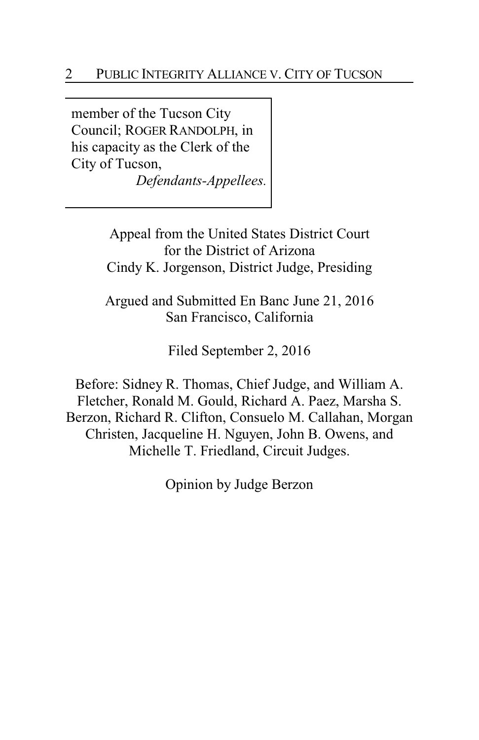member of the Tucson City Council; ROGER RANDOLPH, in his capacity as the Clerk of the City of Tucson,

*Defendants-Appellees.*

Appeal from the United States District Court for the District of Arizona
Cindy K. Jorgenson, District Judge, Presiding

Argued and Submitted En Banc June 21, 2016
San Francisco, California

Filed September 2, 2016

Before: Sidney R. Thomas, Chief Judge, and William A. Fletcher, Ronald M. Gould, Richard A. Paez, Marsha S. Berzon, Richard R. Clifton, Consuelo M. Callahan, Morgan Christen, Jacqueline H. Nguyen, John B. Owens, and Michelle T. Friedland, Circuit Judges.

Opinion by Judge Berzon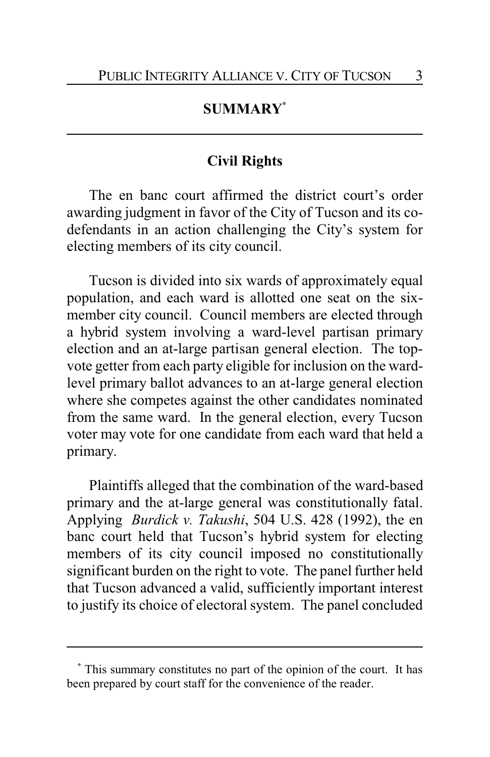## SUMMARY[*]

### Civil Rights

The en banc court affirmed the district court's order awarding judgment in favor of the City of Tucson and its co-defendants in an action challenging the City's system for electing members of its city council.

Tucson is divided into six wards of approximately equal population, and each ward is allotted one seat on the six-member city council. Council members are elected through a hybrid system involving a ward-level partisan primary election and an at-large partisan general election. The top-vote getter from each party eligible for inclusion on the ward-level primary ballot advances to an at-large general election where she competes against the other candidates nominated from the same ward. In the general election, every Tucson voter may vote for one candidate from each ward that held a primary.

Plaintiffs alleged that the combination of the ward-based primary and the at-large general was constitutionally fatal. Applying *Burdick v. Takushi*, 504 U.S. 428 (1992), the en banc court held that Tucson's hybrid system for electing members of its city council imposed no constitutionally significant burden on the right to vote. The panel further held that Tucson advanced a valid, sufficiently important interest to justify its choice of electoral system. The panel concluded

[*] This summary constitutes no part of the opinion of the court. It has been prepared by court staff for the convenience of the reader.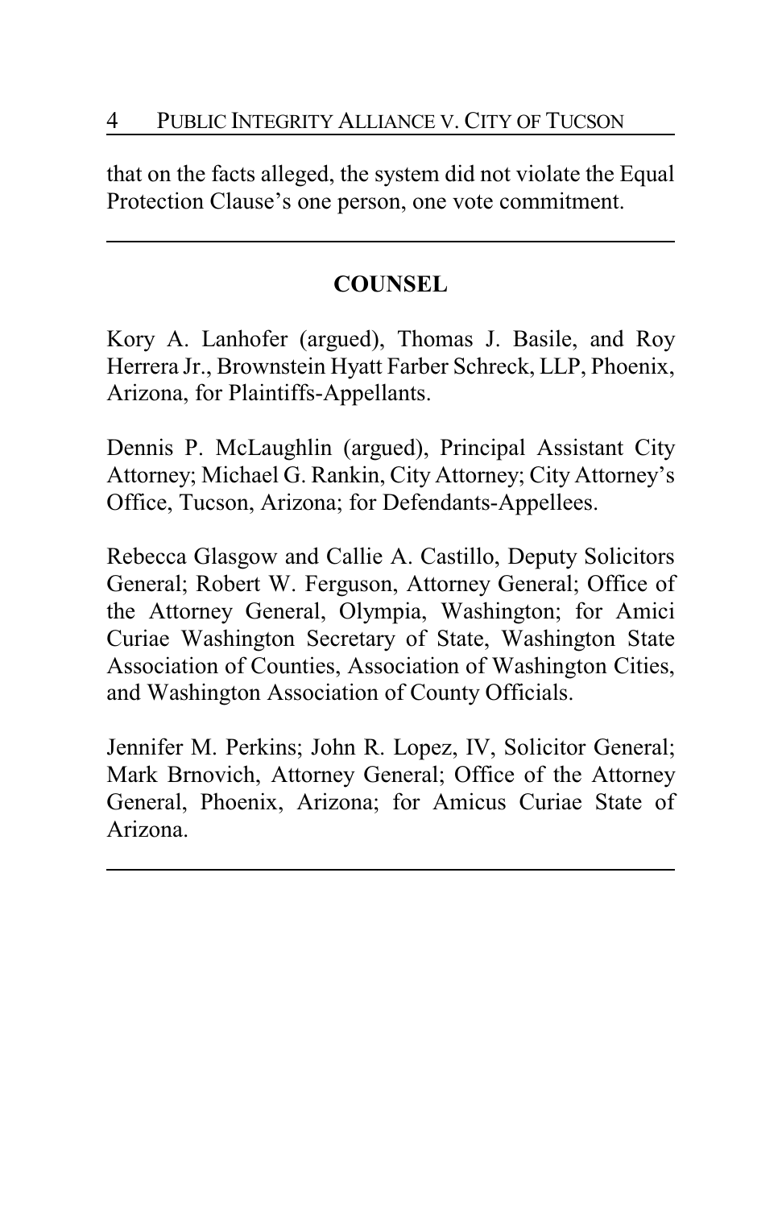that on the facts alleged, the system did not violate the Equal Protection Clause's one person, one vote commitment.

---

## COUNSEL

Kory A. Lanhofer (argued), Thomas J. Basile, and Roy Herrera Jr., Brownstein Hyatt Farber Schreck, LLP, Phoenix, Arizona, for Plaintiffs-Appellants.

Dennis P. McLaughlin (argued), Principal Assistant City Attorney; Michael G. Rankin, City Attorney; City Attorney's Office, Tucson, Arizona; for Defendants-Appellees.

Rebecca Glasgow and Callie A. Castillo, Deputy Solicitors General; Robert W. Ferguson, Attorney General; Office of the Attorney General, Olympia, Washington; for Amici Curiae Washington Secretary of State, Washington State Association of Counties, Association of Washington Cities, and Washington Association of County Officials.

Jennifer M. Perkins; John R. Lopez, IV, Solicitor General; Mark Brnovich, Attorney General; Office of the Attorney General, Phoenix, Arizona; for Amicus Curiae State of Arizona.

---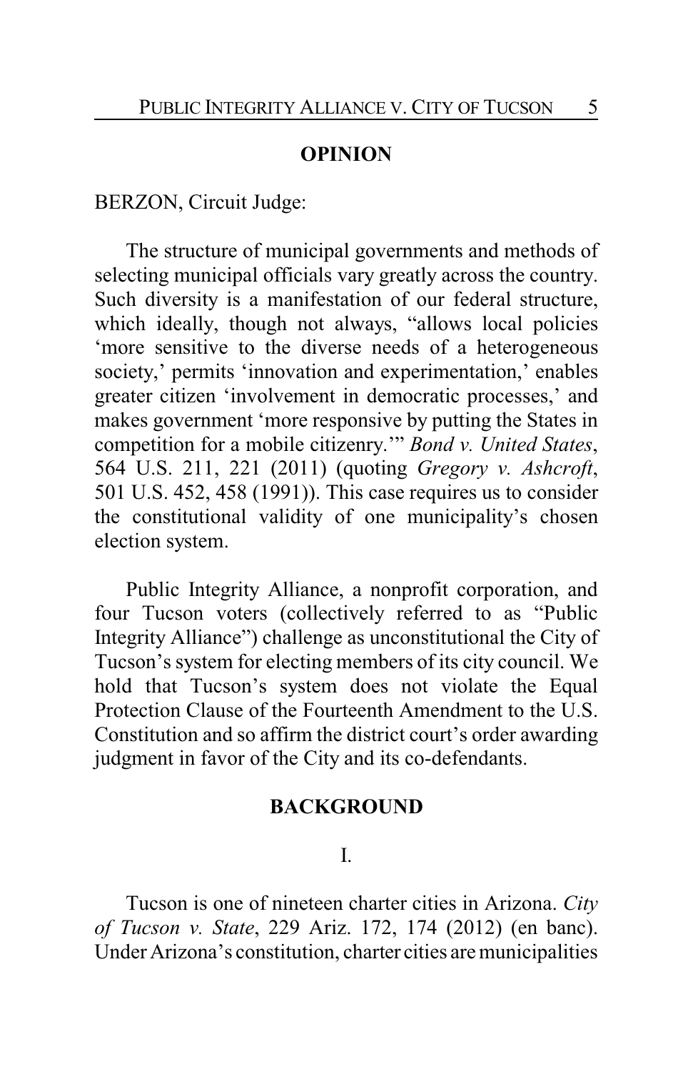## OPINION

BERZON, Circuit Judge:

The structure of municipal governments and methods of selecting municipal officials vary greatly across the country. Such diversity is a manifestation of our federal structure, which ideally, though not always, "allows local policies 'more sensitive to the diverse needs of a heterogeneous society,' permits 'innovation and experimentation,' enables greater citizen 'involvement in democratic processes,' and makes government 'more responsive by putting the States in competition for a mobile citizenry.'" *Bond v. United States*, 564 U.S. 211, 221 (2011) (quoting *Gregory v. Ashcroft*, 501 U.S. 452, 458 (1991)). This case requires us to consider the constitutional validity of one municipality's chosen election system.

Public Integrity Alliance, a nonprofit corporation, and four Tucson voters (collectively referred to as "Public Integrity Alliance") challenge as unconstitutional the City of Tucson's system for electing members of its city council. We hold that Tucson's system does not violate the Equal Protection Clause of the Fourteenth Amendment to the U.S. Constitution and so affirm the district court's order awarding judgment in favor of the City and its co-defendants.

## BACKGROUND

### I.

Tucson is one of nineteen charter cities in Arizona. *City of Tucson v. State*, 229 Ariz. 172, 174 (2012) (en banc). Under Arizona's constitution, charter cities are municipalities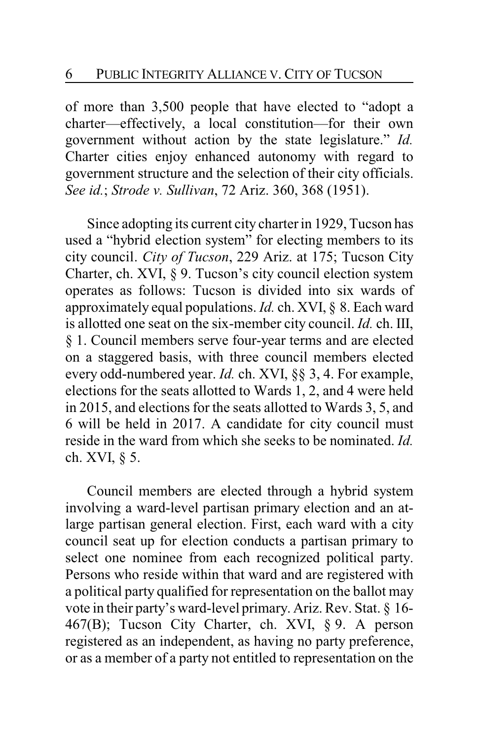of more than 3,500 people that have elected to "adopt a charter—effectively, a local constitution—for their own government without action by the state legislature." *Id.* Charter cities enjoy enhanced autonomy with regard to government structure and the selection of their city officials. *See id.*; *Strode v. Sullivan*, 72 Ariz. 360, 368 (1951).

Since adopting its current city charter in 1929, Tucson has used a "hybrid election system" for electing members to its city council. *City of Tucson*, 229 Ariz. at 175; Tucson City Charter, ch. XVI, § 9. Tucson's city council election system operates as follows: Tucson is divided into six wards of approximately equal populations. *Id.* ch. XVI, § 8. Each ward is allotted one seat on the six-member city council. *Id.* ch. III, § 1. Council members serve four-year terms and are elected on a staggered basis, with three council members elected every odd-numbered year. *Id.* ch. XVI, §§ 3, 4. For example, elections for the seats allotted to Wards 1, 2, and 4 were held in 2015, and elections for the seats allotted to Wards 3, 5, and 6 will be held in 2017. A candidate for city council must reside in the ward from which she seeks to be nominated. *Id.* ch. XVI, § 5.

Council members are elected through a hybrid system involving a ward-level partisan primary election and an at-large partisan general election. First, each ward with a city council seat up for election conducts a partisan primary to select one nominee from each recognized political party. Persons who reside within that ward and are registered with a political party qualified for representation on the ballot may vote in their party's ward-level primary. Ariz. Rev. Stat. § 16-467(B); Tucson City Charter, ch. XVI, § 9. A person registered as an independent, as having no party preference, or as a member of a party not entitled to representation on the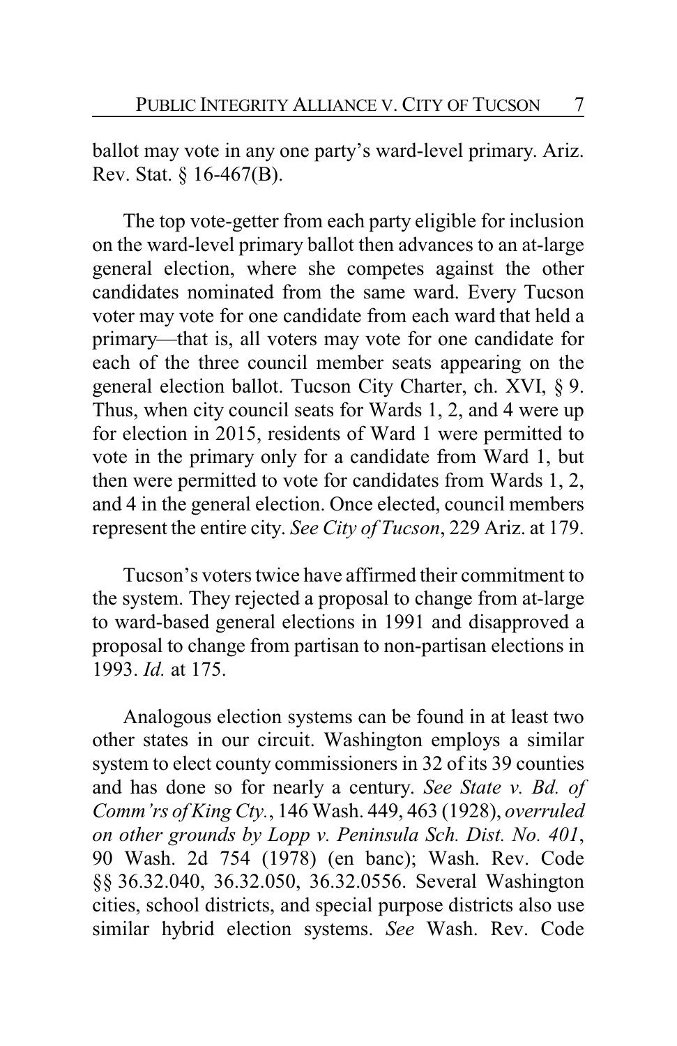ballot may vote in any one party's ward-level primary. Ariz. Rev. Stat. § 16-467(B).

The top vote-getter from each party eligible for inclusion on the ward-level primary ballot then advances to an at-large general election, where she competes against the other candidates nominated from the same ward. Every Tucson voter may vote for one candidate from each ward that held a primary—that is, all voters may vote for one candidate for each of the three council member seats appearing on the general election ballot. Tucson City Charter, ch. XVI, § 9. Thus, when city council seats for Wards 1, 2, and 4 were up for election in 2015, residents of Ward 1 were permitted to vote in the primary only for a candidate from Ward 1, but then were permitted to vote for candidates from Wards 1, 2, and 4 in the general election. Once elected, council members represent the entire city. *See City of Tucson*, 229 Ariz. at 179.

Tucson's voters twice have affirmed their commitment to the system. They rejected a proposal to change from at-large to ward-based general elections in 1991 and disapproved a proposal to change from partisan to non-partisan elections in 1993. *Id.* at 175.

Analogous election systems can be found in at least two other states in our circuit. Washington employs a similar system to elect county commissioners in 32 of its 39 counties and has done so for nearly a century. *See State v. Bd. of Comm'rs of King Cty.*, 146 Wash. 449, 463 (1928), *overruled on other grounds by Lopp v. Peninsula Sch. Dist. No. 401*, 90 Wash. 2d 754 (1978) (en banc); Wash. Rev. Code §§ 36.32.040, 36.32.050, 36.32.0556. Several Washington cities, school districts, and special purpose districts also use similar hybrid election systems. *See* Wash. Rev. Code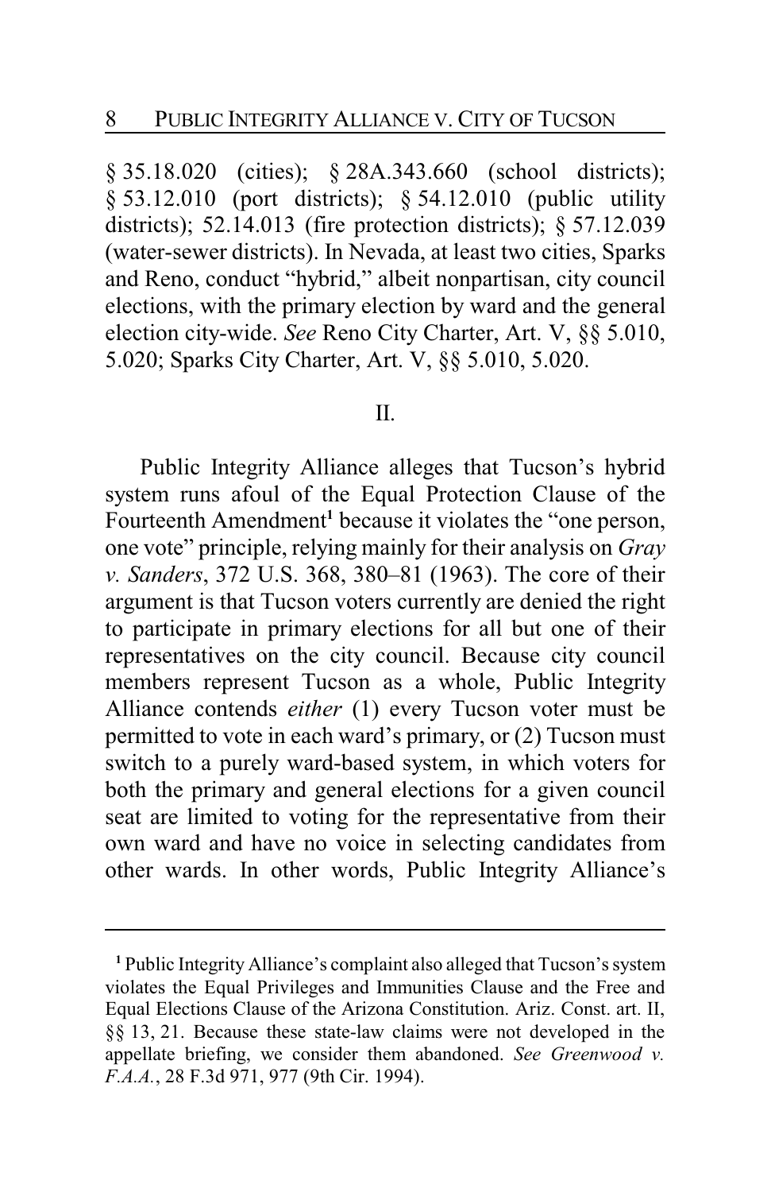§ 35.18.020 (cities); § 28A.343.660 (school districts); § 53.12.010 (port districts); § 54.12.010 (public utility districts); 52.14.013 (fire protection districts); § 57.12.039 (water-sewer districts). In Nevada, at least two cities, Sparks and Reno, conduct "hybrid," albeit nonpartisan, city council elections, with the primary election by ward and the general election city-wide. *See* Reno City Charter, Art. V, §§ 5.010, 5.020; Sparks City Charter, Art. V, §§ 5.010, 5.020.

## II.

Public Integrity Alliance alleges that Tucson's hybrid system runs afoul of the Equal Protection Clause of the Fourteenth Amendment[1] because it violates the "one person, one vote" principle, relying mainly for their analysis on *Gray v. Sanders*, 372 U.S. 368, 380–81 (1963). The core of their argument is that Tucson voters currently are denied the right to participate in primary elections for all but one of their representatives on the city council. Because city council members represent Tucson as a whole, Public Integrity Alliance contends *either* (1) every Tucson voter must be permitted to vote in each ward's primary, or (2) Tucson must switch to a purely ward-based system, in which voters for both the primary and general elections for a given council seat are limited to voting for the representative from their own ward and have no voice in selecting candidates from other wards. In other words, Public Integrity Alliance's

[1] Public Integrity Alliance's complaint also alleged that Tucson's system violates the Equal Privileges and Immunities Clause and the Free and Equal Elections Clause of the Arizona Constitution. Ariz. Const. art. II, §§ 13, 21. Because these state-law claims were not developed in the appellate briefing, we consider them abandoned. *See Greenwood v. F.A.A.*, 28 F.3d 971, 977 (9th Cir. 1994).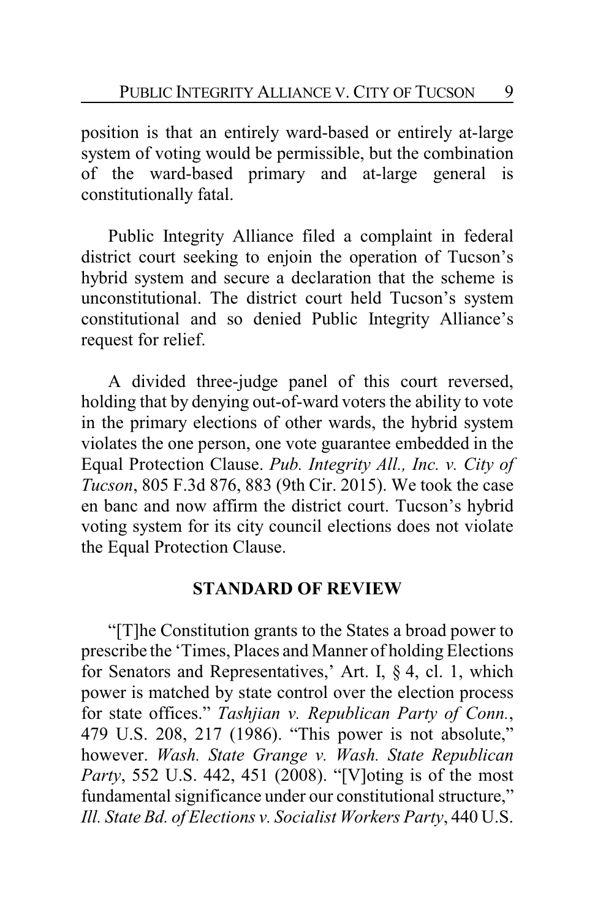position is that an entirely ward-based or entirely at-large system of voting would be permissible, but the combination of the ward-based primary and at-large general is constitutionally fatal.

Public Integrity Alliance filed a complaint in federal district court seeking to enjoin the operation of Tucson's hybrid system and secure a declaration that the scheme is unconstitutional. The district court held Tucson's system constitutional and so denied Public Integrity Alliance's request for relief.

A divided three-judge panel of this court reversed, holding that by denying out-of-ward voters the ability to vote in the primary elections of other wards, the hybrid system violates the one person, one vote guarantee embedded in the Equal Protection Clause. *Pub. Integrity All., Inc. v. City of Tucson*, 805 F.3d 876, 883 (9th Cir. 2015). We took the case en banc and now affirm the district court. Tucson's hybrid voting system for its city council elections does not violate the Equal Protection Clause.

## STANDARD OF REVIEW

"[T]he Constitution grants to the States a broad power to prescribe the 'Times, Places and Manner of holding Elections for Senators and Representatives,' Art. I, § 4, cl. 1, which power is matched by state control over the election process for state offices." *Tashjian v. Republican Party of Conn.*, 479 U.S. 208, 217 (1986). "This power is not absolute," however. *Wash. State Grange v. Wash. State Republican Party*, 552 U.S. 442, 451 (2008). "[V]oting is of the most fundamental significance under our constitutional structure," *Ill. State Bd. of Elections v. Socialist Workers Party*, 440 U.S.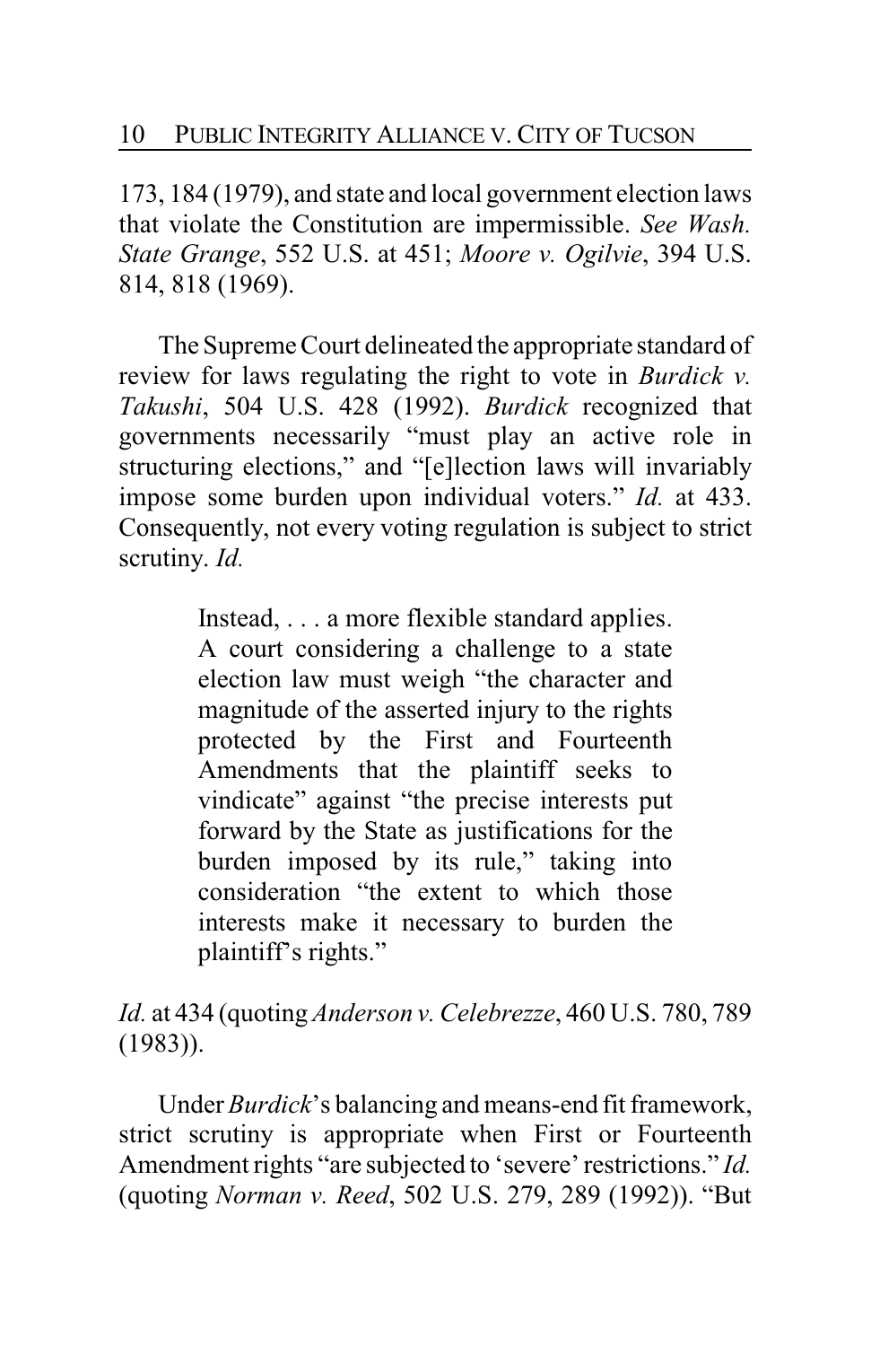173, 184 (1979), and state and local government election laws that violate the Constitution are impermissible. *See Wash. State Grange*, 552 U.S. at 451; *Moore v. Ogilvie*, 394 U.S. 814, 818 (1969).

The Supreme Court delineated the appropriate standard of review for laws regulating the right to vote in *Burdick v. Takushi*, 504 U.S. 428 (1992). *Burdick* recognized that governments necessarily "must play an active role in structuring elections," and "[e]lection laws will invariably impose some burden upon individual voters." *Id.* at 433. Consequently, not every voting regulation is subject to strict scrutiny. *Id.*

> Instead, . . . a more flexible standard applies. A court considering a challenge to a state election law must weigh "the character and magnitude of the asserted injury to the rights protected by the First and Fourteenth Amendments that the plaintiff seeks to vindicate" against "the precise interests put forward by the State as justifications for the burden imposed by its rule," taking into consideration "the extent to which those interests make it necessary to burden the plaintiff's rights."

*Id.* at 434 (quoting *Anderson v. Celebrezze*, 460 U.S. 780, 789 (1983)).

Under *Burdick*'s balancing and means-end fit framework, strict scrutiny is appropriate when First or Fourteenth Amendment rights "are subjected to 'severe' restrictions." *Id.* (quoting *Norman v. Reed*, 502 U.S. 279, 289 (1992)). "But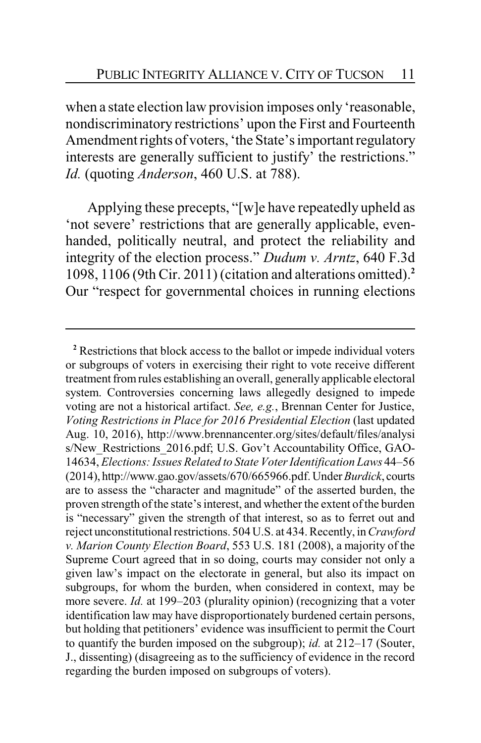when a state election law provision imposes only 'reasonable, nondiscriminatory restrictions' upon the First and Fourteenth Amendment rights of voters, 'the State's important regulatory interests are generally sufficient to justify' the restrictions." *Id.* (quoting *Anderson*, 460 U.S. at 788).

Applying these precepts, "[w]e have repeatedly upheld as 'not severe' restrictions that are generally applicable, even-handed, politically neutral, and protect the reliability and integrity of the election process." *Dudum v. Arntz*, 640 F.3d 1098, 1106 (9th Cir. 2011) (citation and alterations omitted).[2] Our "respect for governmental choices in running elections

---

[2] Restrictions that block access to the ballot or impede individual voters or subgroups of voters in exercising their right to vote receive different treatment from rules establishing an overall, generally applicable electoral system. Controversies concerning laws allegedly designed to impede voting are not a historical artifact. *See, e.g.*, Brennan Center for Justice, *Voting Restrictions in Place for 2016 Presidential Election* (last updated Aug. 10, 2016), http://www.brennancenter.org/sites/default/files/analysis/New_Restrictions_2016.pdf; U.S. Gov't Accountability Office, GAO-14634, *Elections: Issues Related to State Voter Identification Laws* 44–56 (2014), http://www.gao.gov/assets/670/665966.pdf. Under *Burdick*, courts are to assess the "character and magnitude" of the asserted burden, the proven strength of the state's interest, and whether the extent of the burden is "necessary" given the strength of that interest, so as to ferret out and reject unconstitutional restrictions. 504 U.S. at 434. Recently, in *Crawford v. Marion County Election Board*, 553 U.S. 181 (2008), a majority of the Supreme Court agreed that in so doing, courts may consider not only a given law's impact on the electorate in general, but also its impact on subgroups, for whom the burden, when considered in context, may be more severe. *Id.* at 199–203 (plurality opinion) (recognizing that a voter identification law may have disproportionately burdened certain persons, but holding that petitioners' evidence was insufficient to permit the Court to quantify the burden imposed on the subgroup); *id.* at 212–17 (Souter, J., dissenting) (disagreeing as to the sufficiency of evidence in the record regarding the burden imposed on subgroups of voters).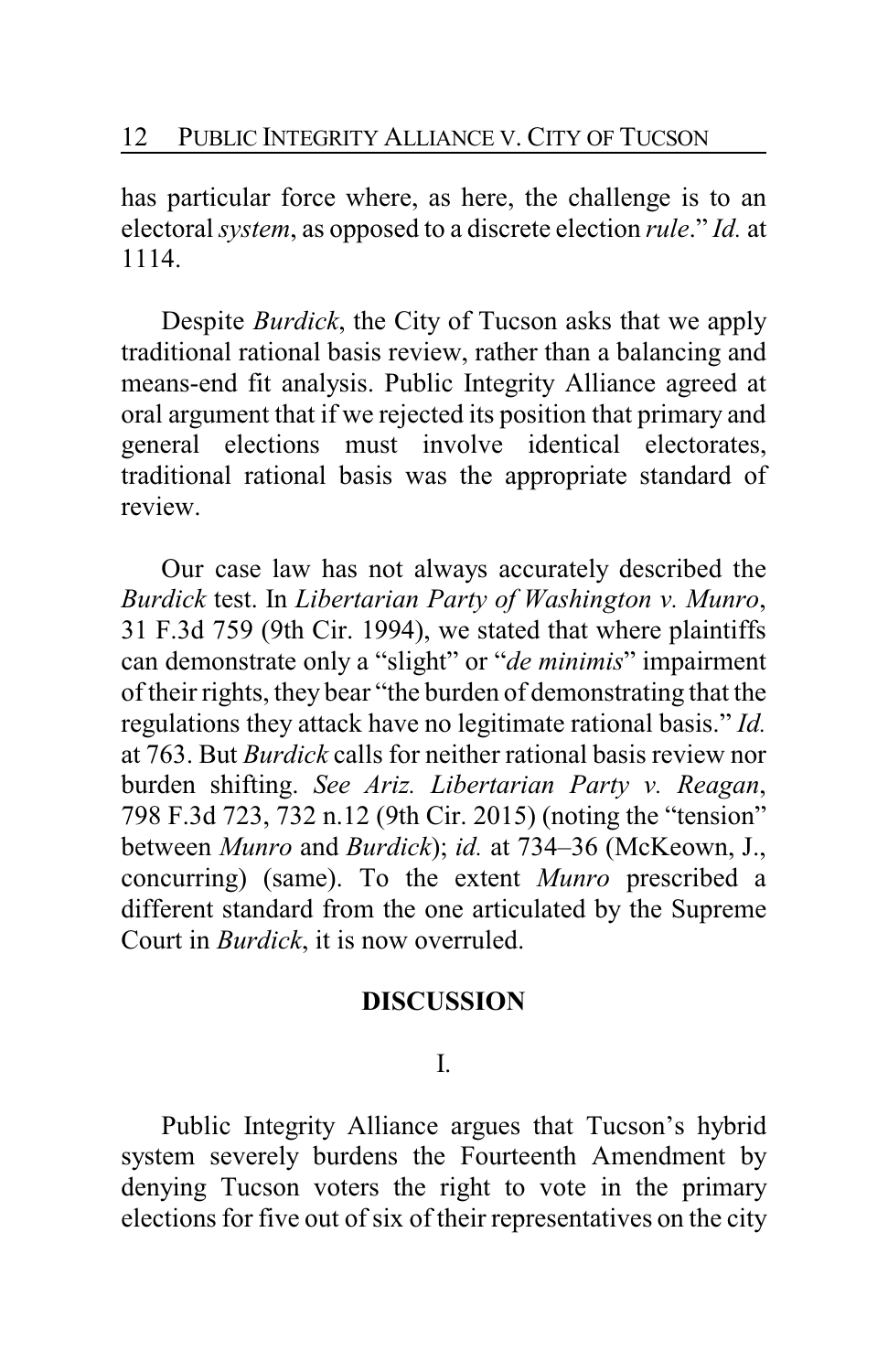has particular force where, as here, the challenge is to an electoral *system*, as opposed to a discrete election *rule*." *Id.* at 1114.

Despite *Burdick*, the City of Tucson asks that we apply traditional rational basis review, rather than a balancing and means-end fit analysis. Public Integrity Alliance agreed at oral argument that if we rejected its position that primary and general elections must involve identical electorates, traditional rational basis was the appropriate standard of review.

Our case law has not always accurately described the *Burdick* test. In *Libertarian Party of Washington v. Munro*, 31 F.3d 759 (9th Cir. 1994), we stated that where plaintiffs can demonstrate only a "slight" or "*de minimis*" impairment of their rights, they bear "the burden of demonstrating that the regulations they attack have no legitimate rational basis." *Id.* at 763. But *Burdick* calls for neither rational basis review nor burden shifting. *See Ariz. Libertarian Party v. Reagan*, 798 F.3d 723, 732 n.12 (9th Cir. 2015) (noting the "tension" between *Munro* and *Burdick*); *id.* at 734–36 (McKeown, J., concurring) (same). To the extent *Munro* prescribed a different standard from the one articulated by the Supreme Court in *Burdick*, it is now overruled.

## DISCUSSION

### I.

Public Integrity Alliance argues that Tucson's hybrid system severely burdens the Fourteenth Amendment by denying Tucson voters the right to vote in the primary elections for five out of six of their representatives on the city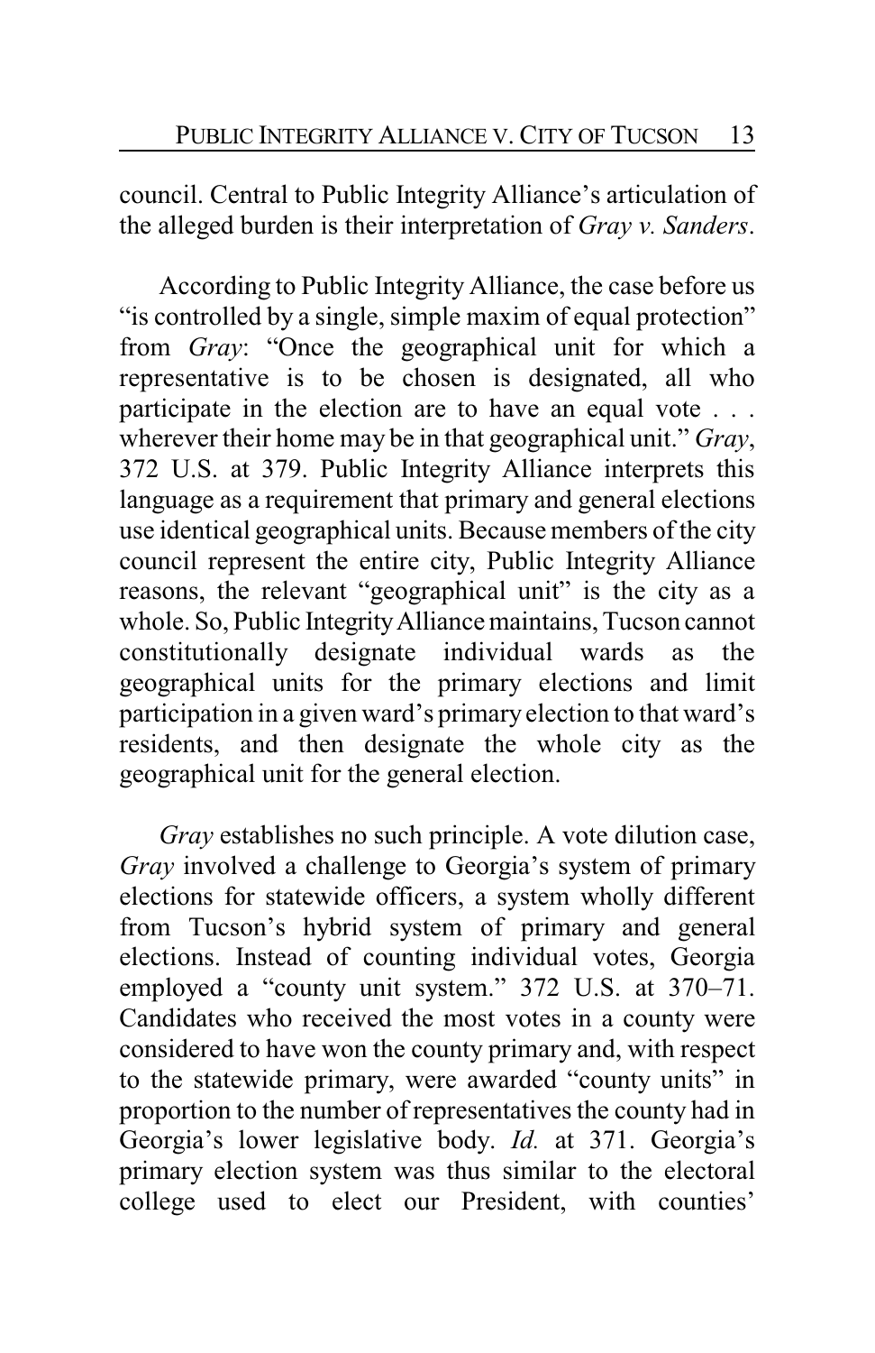council. Central to Public Integrity Alliance's articulation of the alleged burden is their interpretation of *Gray v. Sanders*.

According to Public Integrity Alliance, the case before us "is controlled by a single, simple maxim of equal protection" from *Gray*: "Once the geographical unit for which a representative is to be chosen is designated, all who participate in the election are to have an equal vote . . . wherever their home may be in that geographical unit." *Gray*, 372 U.S. at 379. Public Integrity Alliance interprets this language as a requirement that primary and general elections use identical geographical units. Because members of the city council represent the entire city, Public Integrity Alliance reasons, the relevant "geographical unit" is the city as a whole. So, Public Integrity Alliance maintains, Tucson cannot constitutionally designate individual wards as the geographical units for the primary elections and limit participation in a given ward's primary election to that ward's residents, and then designate the whole city as the geographical unit for the general election.

*Gray* establishes no such principle. A vote dilution case, *Gray* involved a challenge to Georgia's system of primary elections for statewide officers, a system wholly different from Tucson's hybrid system of primary and general elections. Instead of counting individual votes, Georgia employed a "county unit system." 372 U.S. at 370–71. Candidates who received the most votes in a county were considered to have won the county primary and, with respect to the statewide primary, were awarded "county units" in proportion to the number of representatives the county had in Georgia's lower legislative body. *Id.* at 371. Georgia's primary election system was thus similar to the electoral college used to elect our President, with counties'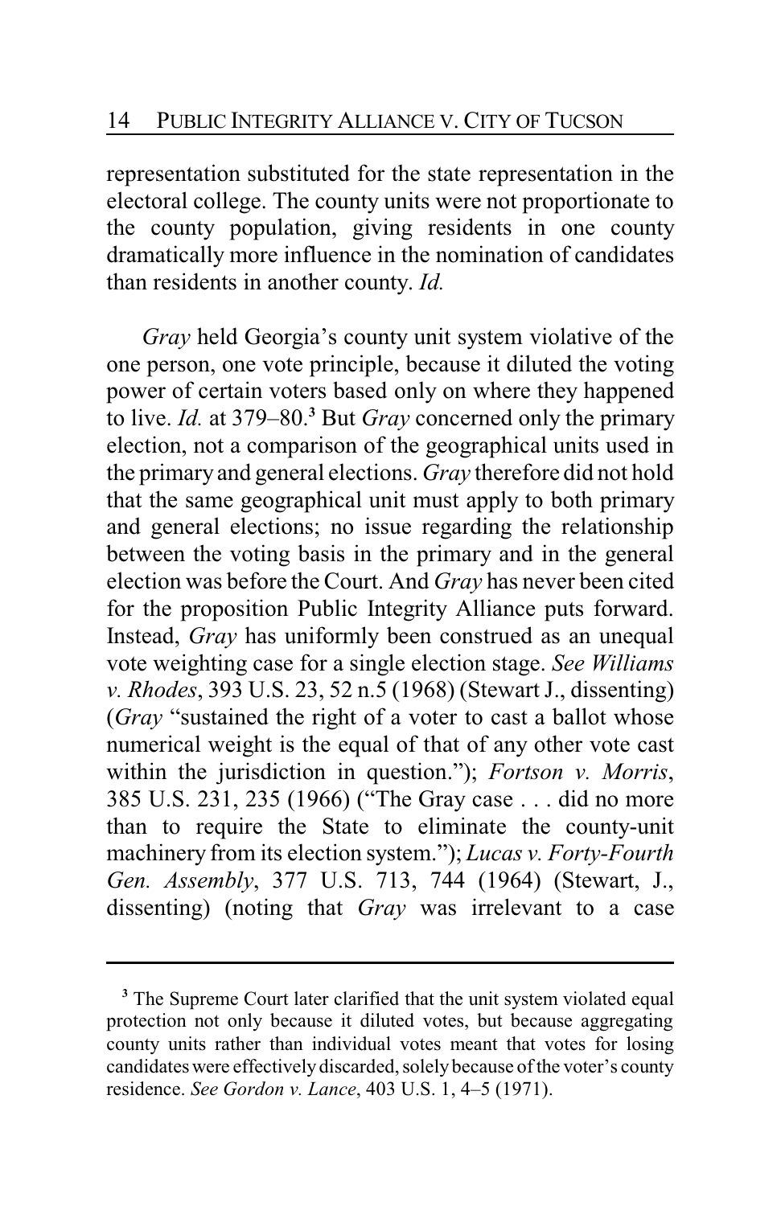representation substituted for the state representation in the electoral college. The county units were not proportionate to the county population, giving residents in one county dramatically more influence in the nomination of candidates than residents in another county. *Id.*

*Gray* held Georgia's county unit system violative of the one person, one vote principle, because it diluted the voting power of certain voters based only on where they happened to live. *Id.* at 379–80.[3] But *Gray* concerned only the primary election, not a comparison of the geographical units used in the primary and general elections. *Gray* therefore did not hold that the same geographical unit must apply to both primary and general elections; no issue regarding the relationship between the voting basis in the primary and in the general election was before the Court. And *Gray* has never been cited for the proposition Public Integrity Alliance puts forward. Instead, *Gray* has uniformly been construed as an unequal vote weighting case for a single election stage. *See Williams v. Rhodes*, 393 U.S. 23, 52 n.5 (1968) (Stewart J., dissenting) (*Gray* "sustained the right of a voter to cast a ballot whose numerical weight is the equal of that of any other vote cast within the jurisdiction in question."); *Fortson v. Morris*, 385 U.S. 231, 235 (1966) ("The Gray case . . . did no more than to require the State to eliminate the county-unit machinery from its election system."); *Lucas v. Forty-Fourth Gen. Assembly*, 377 U.S. 713, 744 (1964) (Stewart, J., dissenting) (noting that *Gray* was irrelevant to a case

---

[3] The Supreme Court later clarified that the unit system violated equal protection not only because it diluted votes, but because aggregating county units rather than individual votes meant that votes for losing candidates were effectively discarded, solely because of the voter's county residence. *See Gordon v. Lance*, 403 U.S. 1, 4–5 (1971).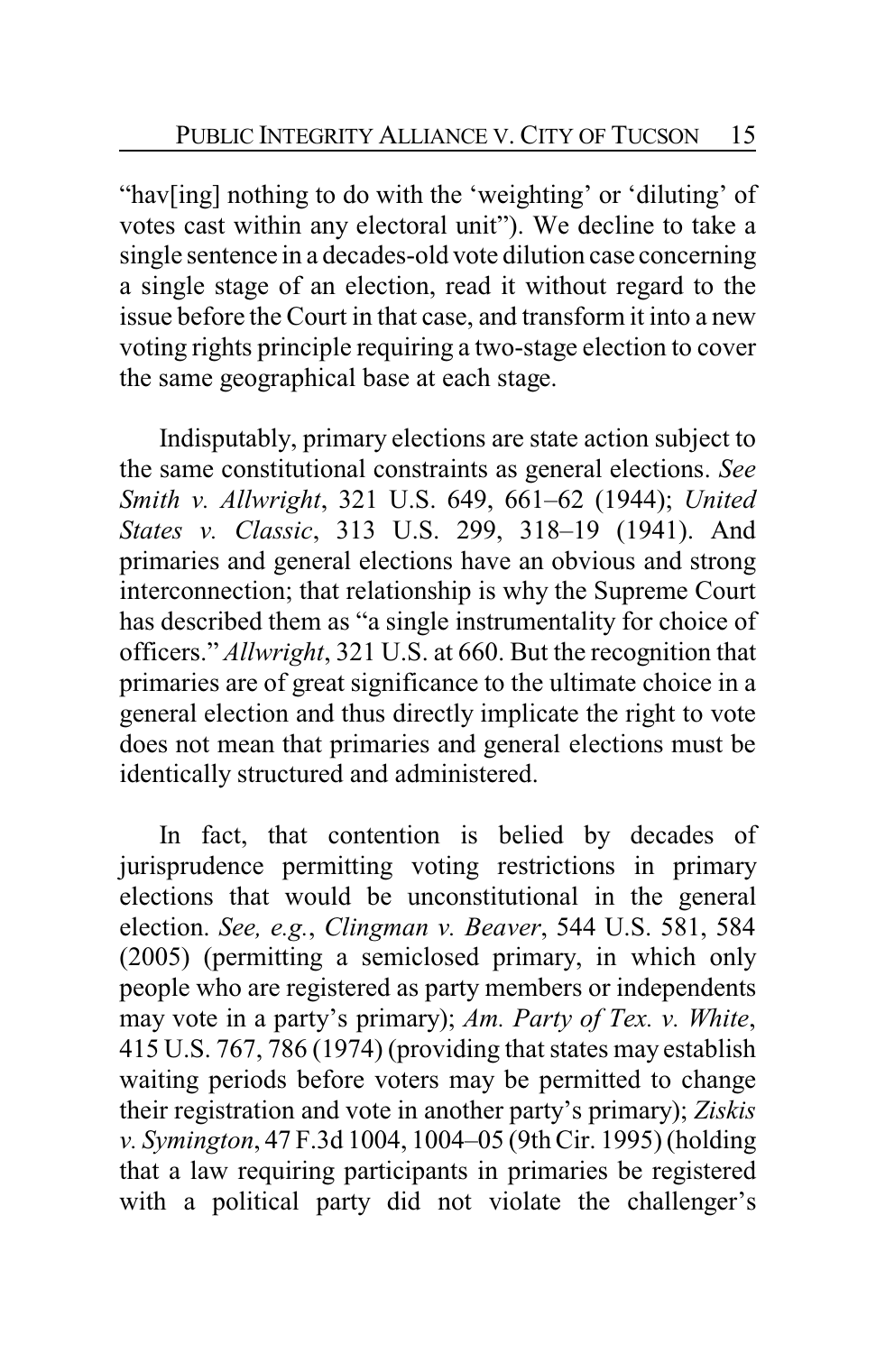"hav[ing] nothing to do with the 'weighting' or 'diluting' of votes cast within any electoral unit"). We decline to take a single sentence in a decades-old vote dilution case concerning a single stage of an election, read it without regard to the issue before the Court in that case, and transform it into a new voting rights principle requiring a two-stage election to cover the same geographical base at each stage.

Indisputably, primary elections are state action subject to the same constitutional constraints as general elections. *See Smith v. Allwright*, 321 U.S. 649, 661–62 (1944); *United States v. Classic*, 313 U.S. 299, 318–19 (1941). And primaries and general elections have an obvious and strong interconnection; that relationship is why the Supreme Court has described them as "a single instrumentality for choice of officers." *Allwright*, 321 U.S. at 660. But the recognition that primaries are of great significance to the ultimate choice in a general election and thus directly implicate the right to vote does not mean that primaries and general elections must be identically structured and administered.

In fact, that contention is belied by decades of jurisprudence permitting voting restrictions in primary elections that would be unconstitutional in the general election. *See, e.g.*, *Clingman v. Beaver*, 544 U.S. 581, 584 (2005) (permitting a semiclosed primary, in which only people who are registered as party members or independents may vote in a party's primary); *Am. Party of Tex. v. White*, 415 U.S. 767, 786 (1974) (providing that states may establish waiting periods before voters may be permitted to change their registration and vote in another party's primary); *Ziskis v. Symington*, 47 F.3d 1004, 1004–05 (9th Cir. 1995) (holding that a law requiring participants in primaries be registered with a political party did not violate the challenger's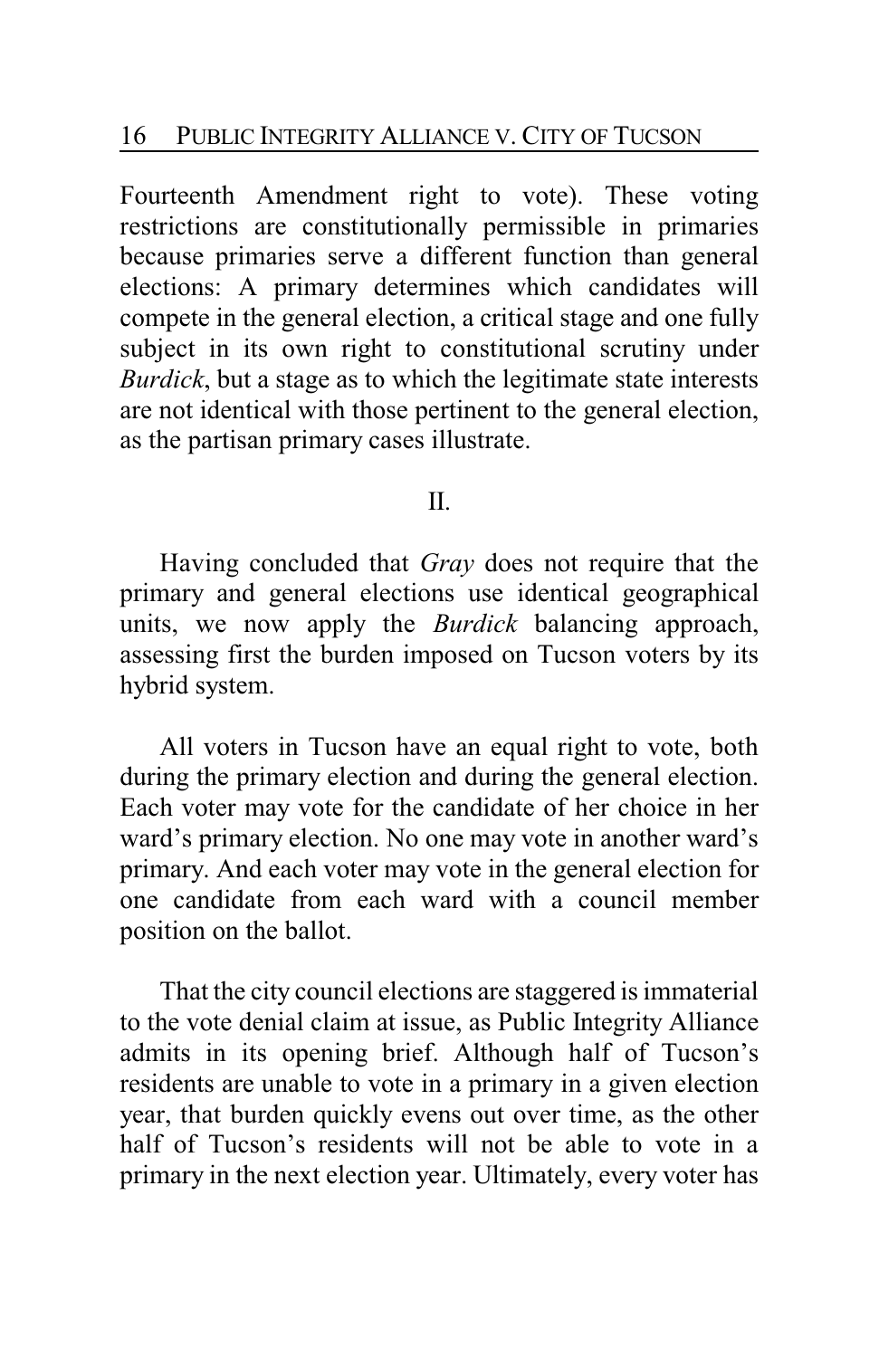Fourteenth Amendment right to vote). These voting restrictions are constitutionally permissible in primaries because primaries serve a different function than general elections: A primary determines which candidates will compete in the general election, a critical stage and one fully subject in its own right to constitutional scrutiny under *Burdick*, but a stage as to which the legitimate state interests are not identical with those pertinent to the general election, as the partisan primary cases illustrate.

## II.

Having concluded that *Gray* does not require that the primary and general elections use identical geographical units, we now apply the *Burdick* balancing approach, assessing first the burden imposed on Tucson voters by its hybrid system.

All voters in Tucson have an equal right to vote, both during the primary election and during the general election. Each voter may vote for the candidate of her choice in her ward's primary election. No one may vote in another ward's primary. And each voter may vote in the general election for one candidate from each ward with a council member position on the ballot.

That the city council elections are staggered is immaterial to the vote denial claim at issue, as Public Integrity Alliance admits in its opening brief. Although half of Tucson's residents are unable to vote in a primary in a given election year, that burden quickly evens out over time, as the other half of Tucson's residents will not be able to vote in a primary in the next election year. Ultimately, every voter has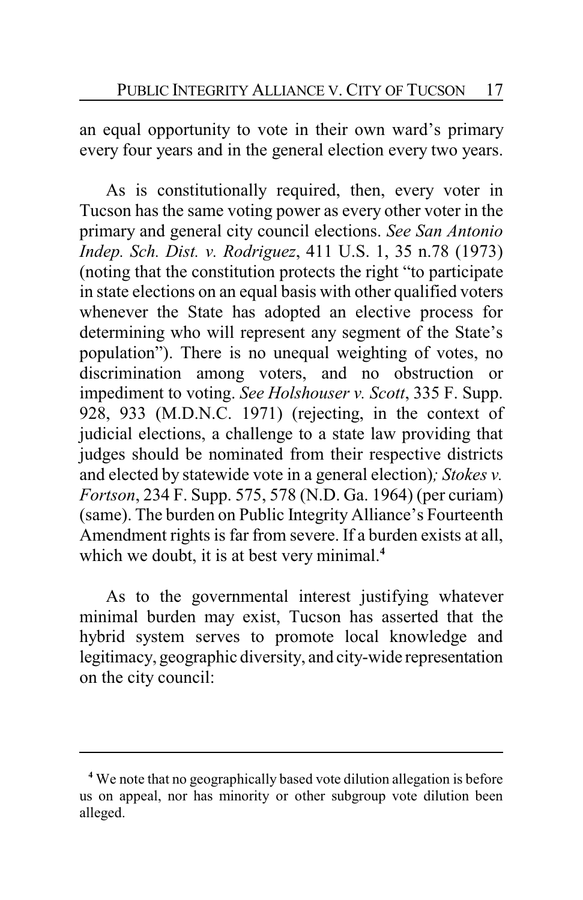an equal opportunity to vote in their own ward's primary every four years and in the general election every two years.

As is constitutionally required, then, every voter in Tucson has the same voting power as every other voter in the primary and general city council elections. *See San Antonio Indep. Sch. Dist. v. Rodriguez*, 411 U.S. 1, 35 n.78 (1973) (noting that the constitution protects the right "to participate in state elections on an equal basis with other qualified voters whenever the State has adopted an elective process for determining who will represent any segment of the State's population"). There is no unequal weighting of votes, no discrimination among voters, and no obstruction or impediment to voting. *See Holshouser v. Scott*, 335 F. Supp. 928, 933 (M.D.N.C. 1971) (rejecting, in the context of judicial elections, a challenge to a state law providing that judges should be nominated from their respective districts and elected by statewide vote in a general election)*; Stokes v. Fortson*, 234 F. Supp. 575, 578 (N.D. Ga. 1964) (per curiam) (same). The burden on Public Integrity Alliance's Fourteenth Amendment rights is far from severe. If a burden exists at all, which we doubt, it is at best very minimal.[4]

As to the governmental interest justifying whatever minimal burden may exist, Tucson has asserted that the hybrid system serves to promote local knowledge and legitimacy, geographic diversity, and city-wide representation on the city council:

---

[4] We note that no geographically based vote dilution allegation is before us on appeal, nor has minority or other subgroup vote dilution been alleged.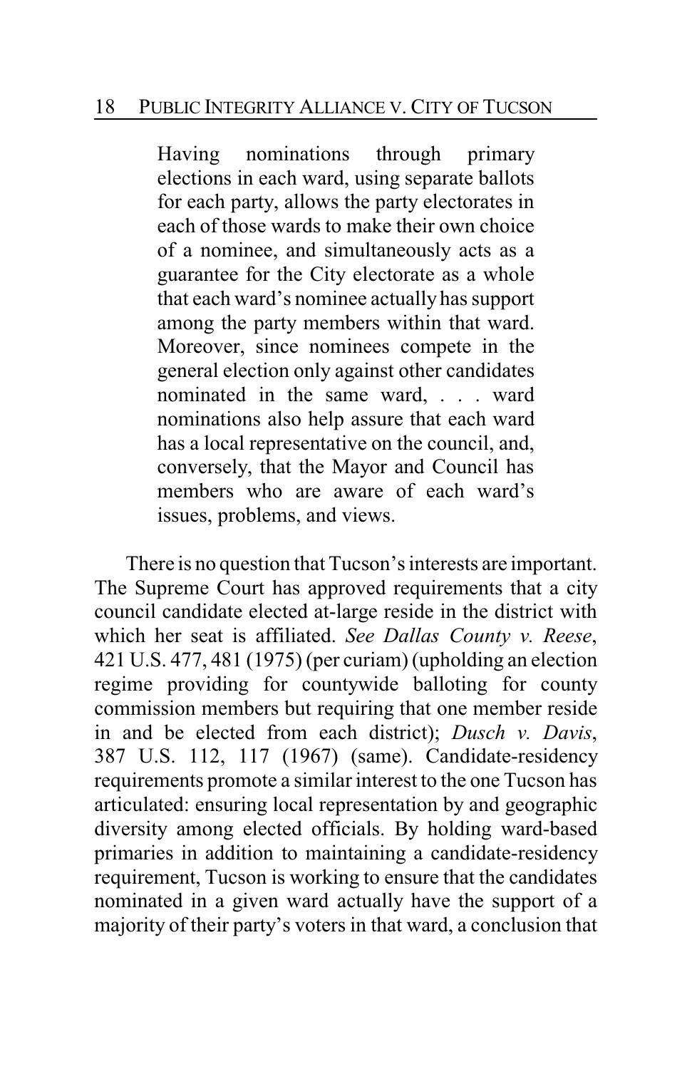> Having nominations through primary elections in each ward, using separate ballots for each party, allows the party electorates in each of those wards to make their own choice of a nominee, and simultaneously acts as a guarantee for the City electorate as a whole that each ward's nominee actually has support among the party members within that ward. Moreover, since nominees compete in the general election only against other candidates nominated in the same ward, . . . ward nominations also help assure that each ward has a local representative on the council, and, conversely, that the Mayor and Council has members who are aware of each ward's issues, problems, and views.

There is no question that Tucson's interests are important. The Supreme Court has approved requirements that a city council candidate elected at-large reside in the district with which her seat is affiliated. *See Dallas County v. Reese*, 421 U.S. 477, 481 (1975) (per curiam) (upholding an election regime providing for countywide balloting for county commission members but requiring that one member reside in and be elected from each district); *Dusch v. Davis*, 387 U.S. 112, 117 (1967) (same). Candidate-residency requirements promote a similar interest to the one Tucson has articulated: ensuring local representation by and geographic diversity among elected officials. By holding ward-based primaries in addition to maintaining a candidate-residency requirement, Tucson is working to ensure that the candidates nominated in a given ward actually have the support of a majority of their party's voters in that ward, a conclusion that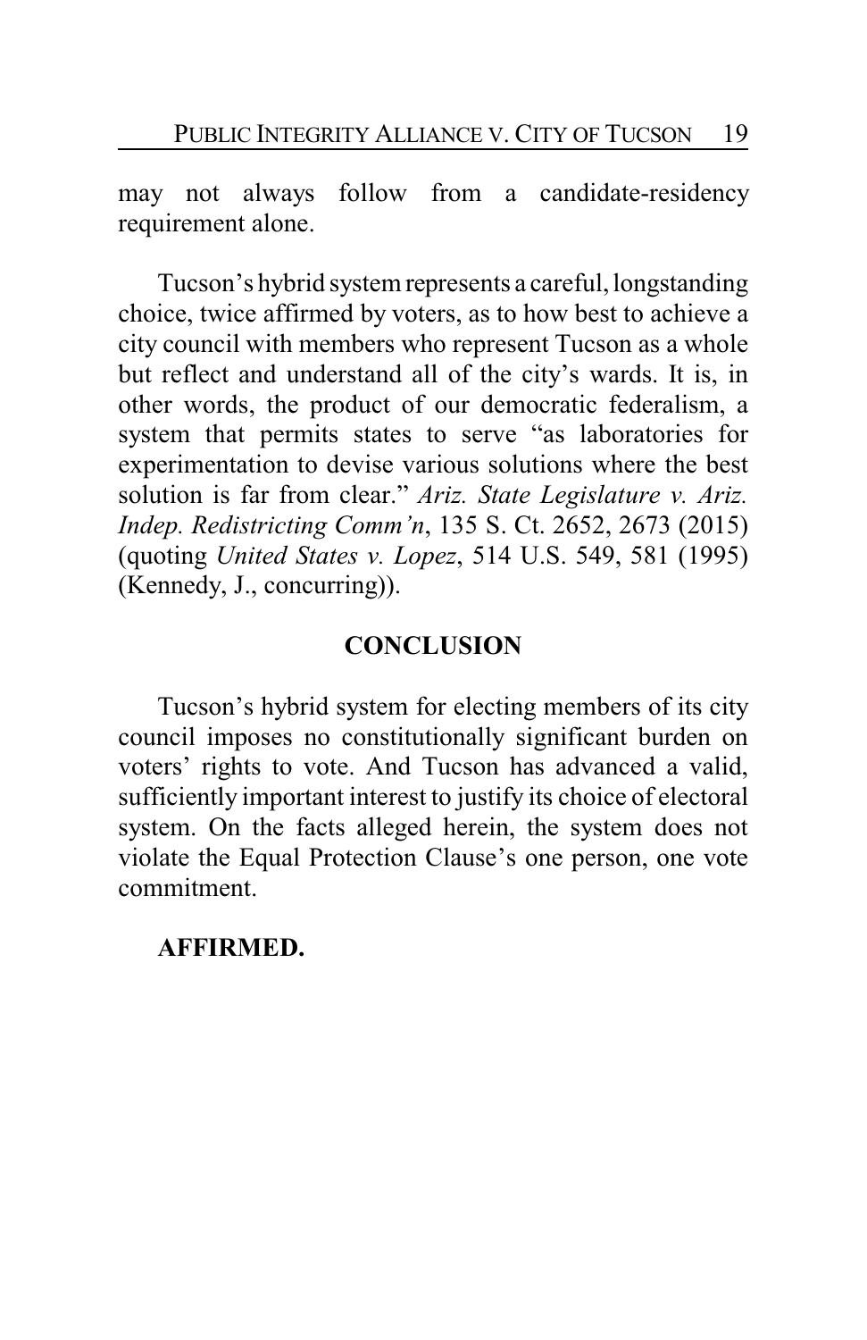may not always follow from a candidate-residency requirement alone.

Tucson's hybrid system represents a careful, longstanding choice, twice affirmed by voters, as to how best to achieve a city council with members who represent Tucson as a whole but reflect and understand all of the city's wards. It is, in other words, the product of our democratic federalism, a system that permits states to serve "as laboratories for experimentation to devise various solutions where the best solution is far from clear." *Ariz. State Legislature v. Ariz. Indep. Redistricting Comm'n*, 135 S. Ct. 2652, 2673 (2015) (quoting *United States v. Lopez*, 514 U.S. 549, 581 (1995) (Kennedy, J., concurring)).

## CONCLUSION

Tucson's hybrid system for electing members of its city council imposes no constitutionally significant burden on voters' rights to vote. And Tucson has advanced a valid, sufficiently important interest to justify its choice of electoral system. On the facts alleged herein, the system does not violate the Equal Protection Clause's one person, one vote commitment.

**AFFIRMED.**